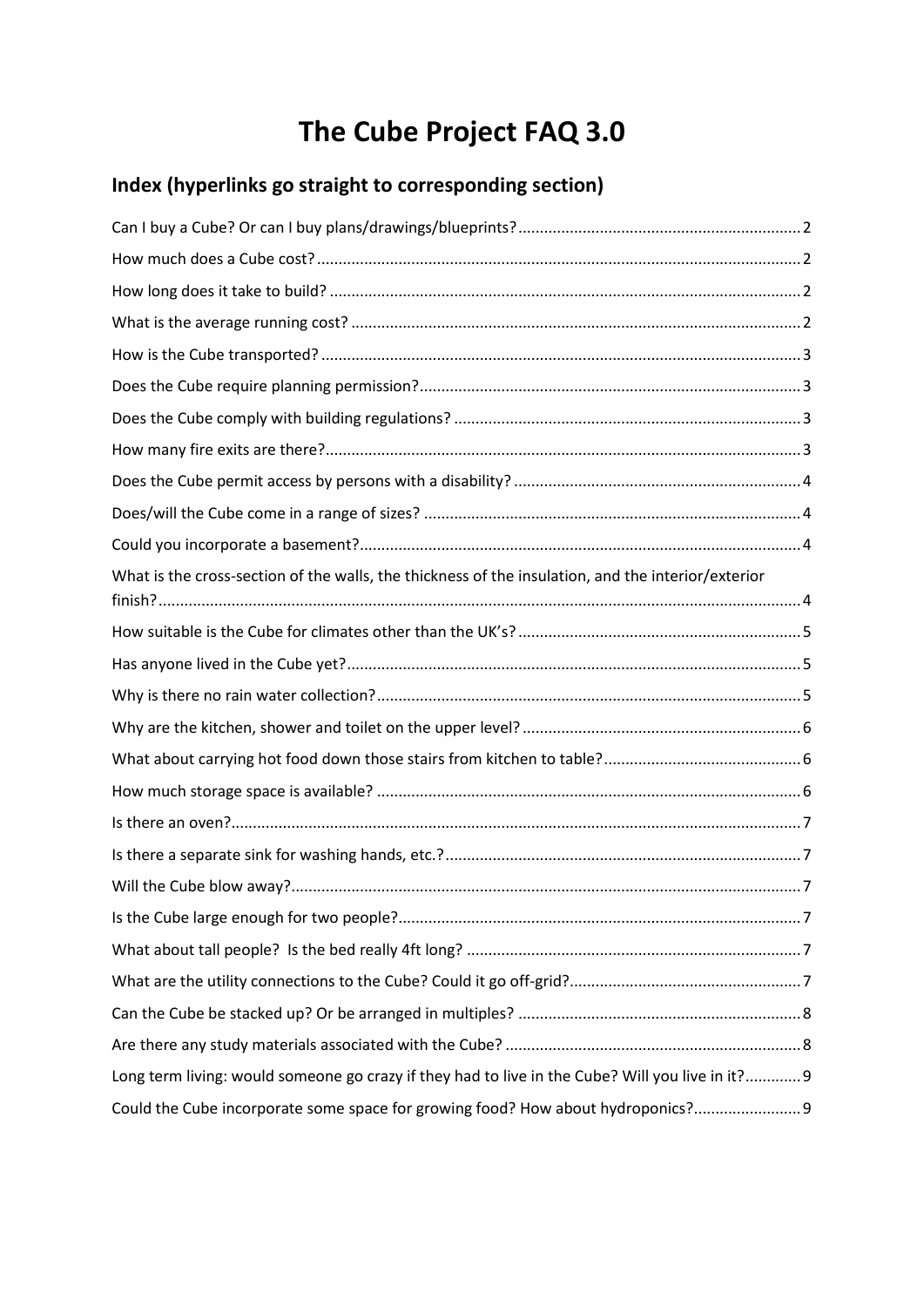# The Cube Project FAQ 3.0

## Index (hyperlinks go straight to corresponding section)

Can I buy a Cube? Or can I buy plans/drawings/blueprints? .......... 2

How much does a Cube cost? .......... 2

How long does it take to build? .......... 2

What is the average running cost? .......... 2

How is the Cube transported? .......... 3

Does the Cube require planning permission? .......... 3

Does the Cube comply with building regulations? .......... 3

How many fire exits are there? .......... 3

Does the Cube permit access by persons with a disability? .......... 4

Does/will the Cube come in a range of sizes? .......... 4

Could you incorporate a basement? .......... 4

What is the cross-section of the walls, the thickness of the insulation, and the interior/exterior finish? .......... 4

How suitable is the Cube for climates other than the UK's? .......... 5

Has anyone lived in the Cube yet? .......... 5

Why is there no rain water collection? .......... 5

Why are the kitchen, shower and toilet on the upper level? .......... 6

What about carrying hot food down those stairs from kitchen to table? .......... 6

How much storage space is available? .......... 6

Is there an oven? .......... 7

Is there a separate sink for washing hands, etc.? .......... 7

Will the Cube blow away? .......... 7

Is the Cube large enough for two people? .......... 7

What about tall people? Is the bed really 4ft long? .......... 7

What are the utility connections to the Cube? Could it go off-grid? .......... 7

Can the Cube be stacked up? Or be arranged in multiples? .......... 8

Are there any study materials associated with the Cube? .......... 8

Long term living: would someone go crazy if they had to live in the Cube? Will you live in it? .......... 9

Could the Cube incorporate some space for growing food? How about hydroponics? .......... 9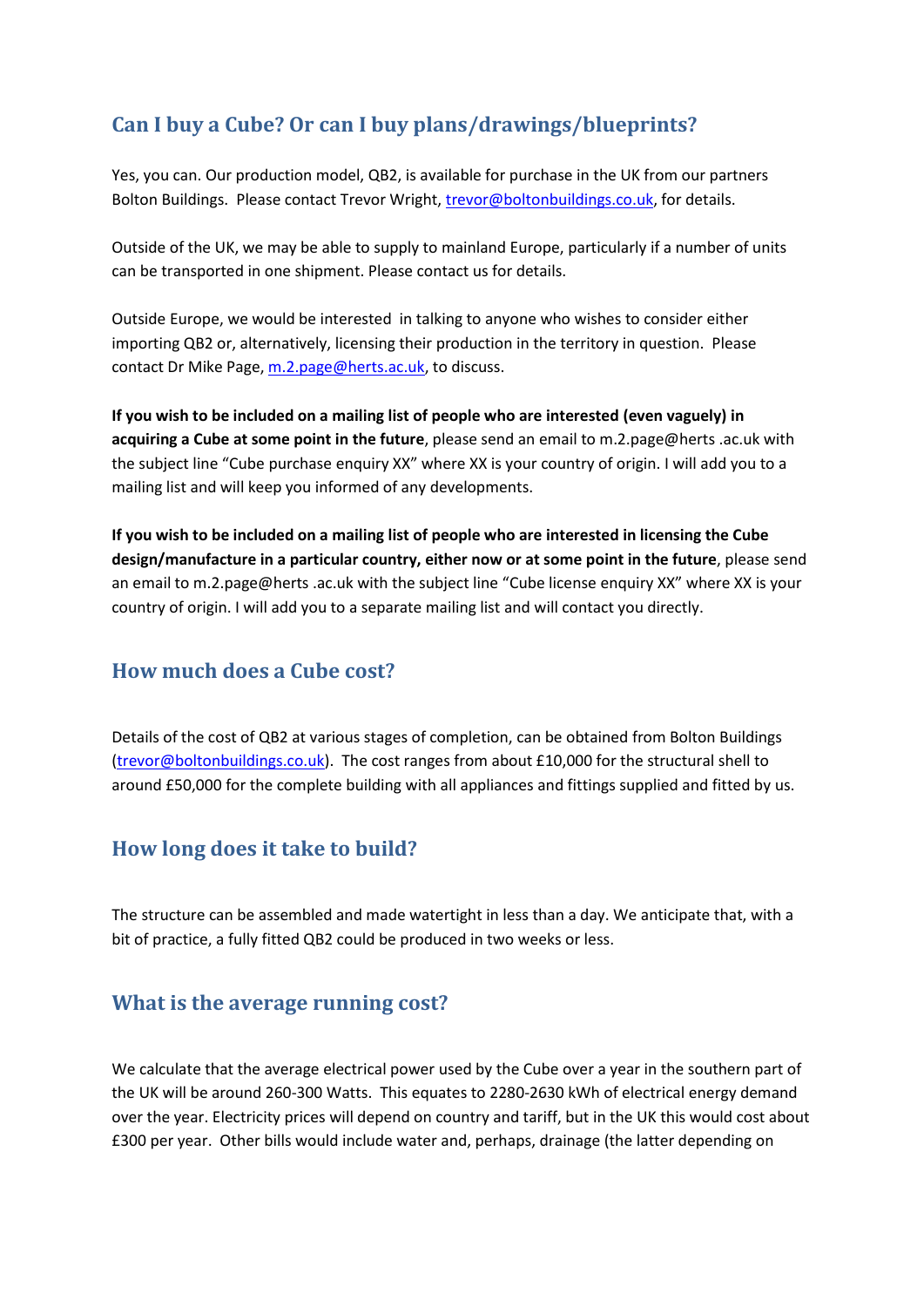## Can I buy a Cube? Or can I buy plans/drawings/blueprints?

Yes, you can. Our production model, QB2, is available for purchase in the UK from our partners Bolton Buildings. Please contact Trevor Wright, trevor@boltonbuildings.co.uk, for details.

Outside of the UK, we may be able to supply to mainland Europe, particularly if a number of units can be transported in one shipment. Please contact us for details.

Outside Europe, we would be interested in talking to anyone who wishes to consider either importing QB2 or, alternatively, licensing their production in the territory in question. Please contact Dr Mike Page, m.2.page@herts.ac.uk, to discuss.

**If you wish to be included on a mailing list of people who are interested (even vaguely) in acquiring a Cube at some point in the future**, please send an email to m.2.page@herts .ac.uk with the subject line "Cube purchase enquiry XX" where XX is your country of origin. I will add you to a mailing list and will keep you informed of any developments.

**If you wish to be included on a mailing list of people who are interested in licensing the Cube design/manufacture in a particular country, either now or at some point in the future**, please send an email to m.2.page@herts .ac.uk with the subject line "Cube license enquiry XX" where XX is your country of origin. I will add you to a separate mailing list and will contact you directly.

## How much does a Cube cost?

Details of the cost of QB2 at various stages of completion, can be obtained from Bolton Buildings (trevor@boltonbuildings.co.uk). The cost ranges from about £10,000 for the structural shell to around £50,000 for the complete building with all appliances and fittings supplied and fitted by us.

## How long does it take to build?

The structure can be assembled and made watertight in less than a day. We anticipate that, with a bit of practice, a fully fitted QB2 could be produced in two weeks or less.

## What is the average running cost?

We calculate that the average electrical power used by the Cube over a year in the southern part of the UK will be around 260-300 Watts. This equates to 2280-2630 kWh of electrical energy demand over the year. Electricity prices will depend on country and tariff, but in the UK this would cost about £300 per year. Other bills would include water and, perhaps, drainage (the latter depending on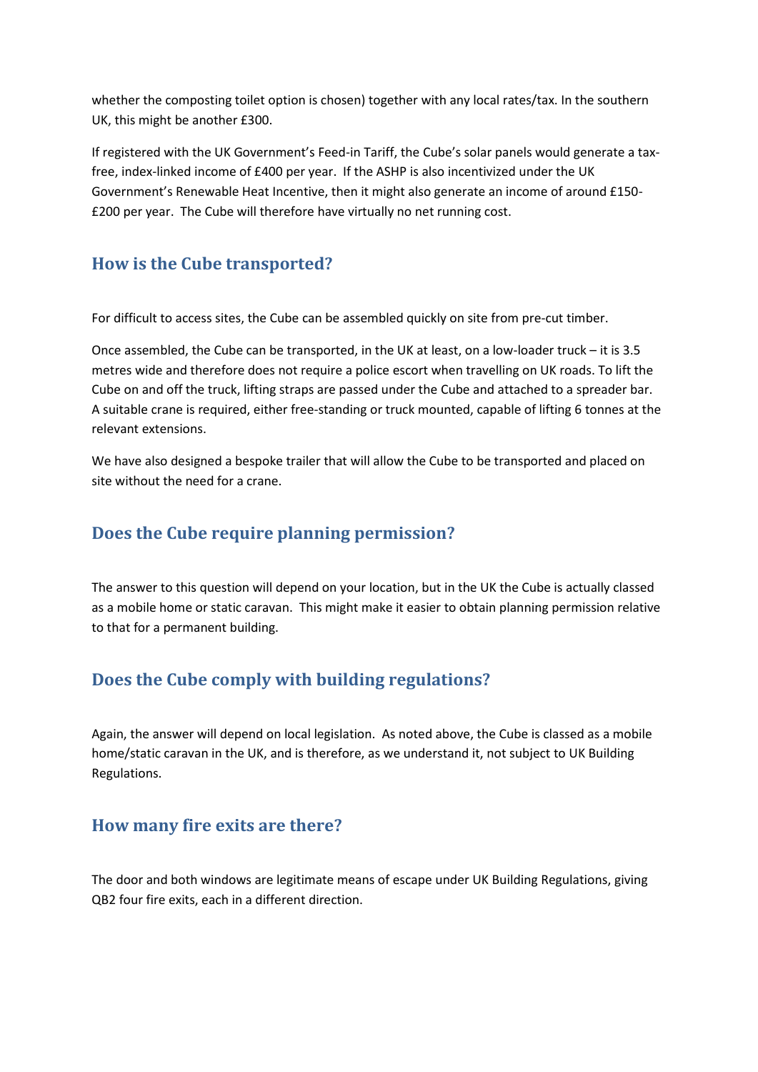whether the composting toilet option is chosen) together with any local rates/tax. In the southern UK, this might be another £300.

If registered with the UK Government's Feed-in Tariff, the Cube's solar panels would generate a tax-free, index-linked income of £400 per year. If the ASHP is also incentivized under the UK Government's Renewable Heat Incentive, then it might also generate an income of around £150-£200 per year. The Cube will therefore have virtually no net running cost.

## How is the Cube transported?

For difficult to access sites, the Cube can be assembled quickly on site from pre-cut timber.

Once assembled, the Cube can be transported, in the UK at least, on a low-loader truck – it is 3.5 metres wide and therefore does not require a police escort when travelling on UK roads. To lift the Cube on and off the truck, lifting straps are passed under the Cube and attached to a spreader bar. A suitable crane is required, either free-standing or truck mounted, capable of lifting 6 tonnes at the relevant extensions.

We have also designed a bespoke trailer that will allow the Cube to be transported and placed on site without the need for a crane.

## Does the Cube require planning permission?

The answer to this question will depend on your location, but in the UK the Cube is actually classed as a mobile home or static caravan. This might make it easier to obtain planning permission relative to that for a permanent building.

## Does the Cube comply with building regulations?

Again, the answer will depend on local legislation. As noted above, the Cube is classed as a mobile home/static caravan in the UK, and is therefore, as we understand it, not subject to UK Building Regulations.

## How many fire exits are there?

The door and both windows are legitimate means of escape under UK Building Regulations, giving QB2 four fire exits, each in a different direction.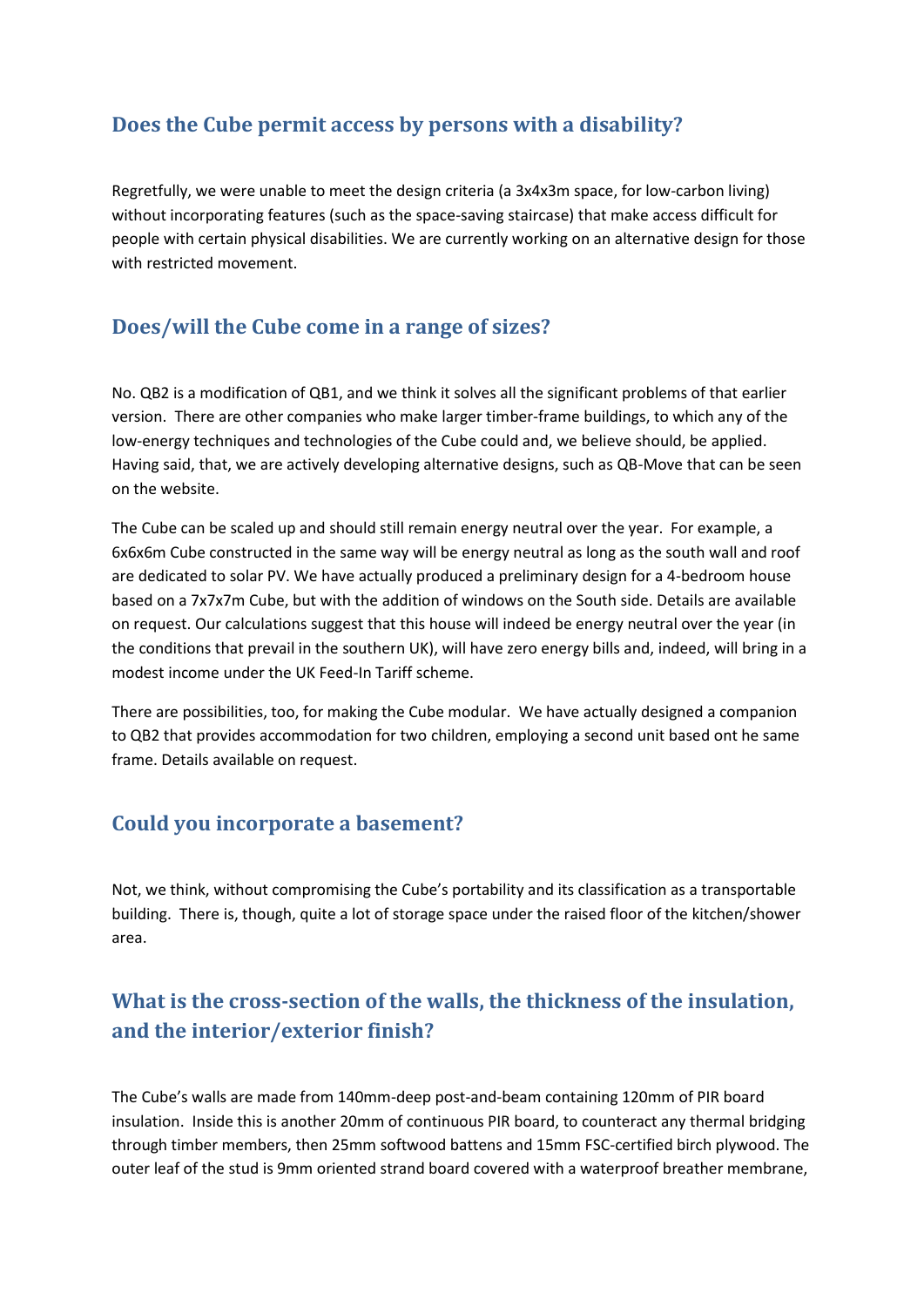## Does the Cube permit access by persons with a disability?

Regretfully, we were unable to meet the design criteria (a 3x4x3m space, for low-carbon living) without incorporating features (such as the space-saving staircase) that make access difficult for people with certain physical disabilities. We are currently working on an alternative design for those with restricted movement.

## Does/will the Cube come in a range of sizes?

No. QB2 is a modification of QB1, and we think it solves all the significant problems of that earlier version. There are other companies who make larger timber-frame buildings, to which any of the low-energy techniques and technologies of the Cube could and, we believe should, be applied. Having said, that, we are actively developing alternative designs, such as QB-Move that can be seen on the website.

The Cube can be scaled up and should still remain energy neutral over the year. For example, a 6x6x6m Cube constructed in the same way will be energy neutral as long as the south wall and roof are dedicated to solar PV. We have actually produced a preliminary design for a 4-bedroom house based on a 7x7x7m Cube, but with the addition of windows on the South side. Details are available on request. Our calculations suggest that this house will indeed be energy neutral over the year (in the conditions that prevail in the southern UK), will have zero energy bills and, indeed, will bring in a modest income under the UK Feed-In Tariff scheme.

There are possibilities, too, for making the Cube modular. We have actually designed a companion to QB2 that provides accommodation for two children, employing a second unit based ont he same frame. Details available on request.

## Could you incorporate a basement?

Not, we think, without compromising the Cube's portability and its classification as a transportable building. There is, though, quite a lot of storage space under the raised floor of the kitchen/shower area.

## What is the cross-section of the walls, the thickness of the insulation, and the interior/exterior finish?

The Cube's walls are made from 140mm-deep post-and-beam containing 120mm of PIR board insulation. Inside this is another 20mm of continuous PIR board, to counteract any thermal bridging through timber members, then 25mm softwood battens and 15mm FSC-certified birch plywood. The outer leaf of the stud is 9mm oriented strand board covered with a waterproof breather membrane,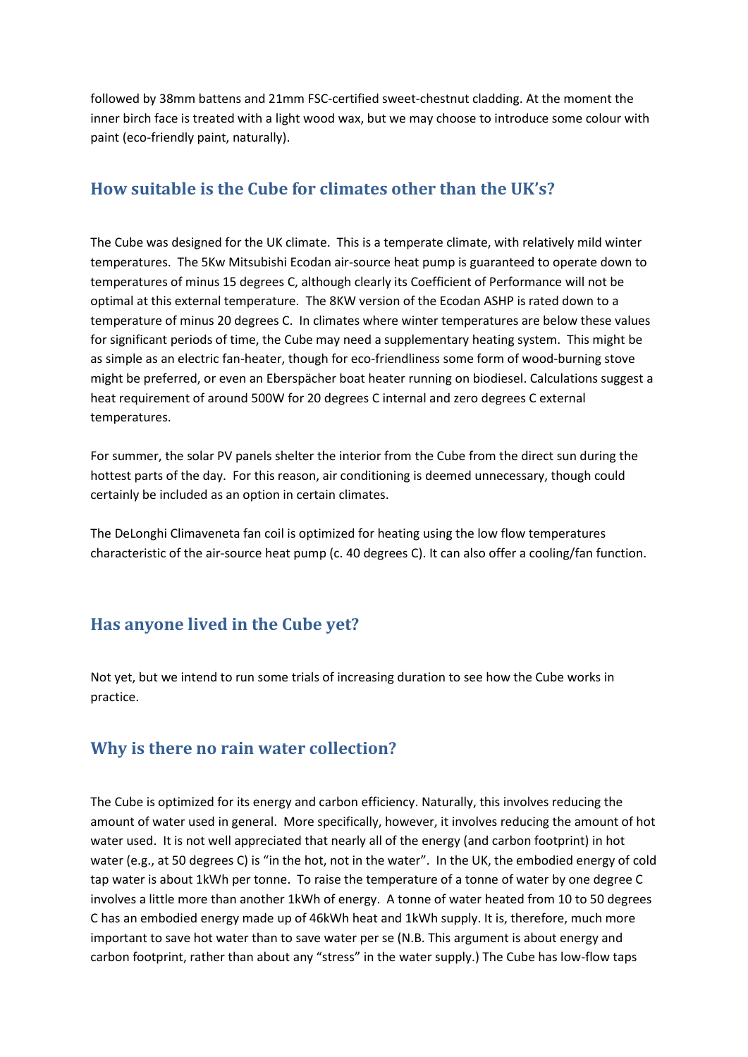followed by 38mm battens and 21mm FSC-certified sweet-chestnut cladding. At the moment the inner birch face is treated with a light wood wax, but we may choose to introduce some colour with paint (eco-friendly paint, naturally).

## How suitable is the Cube for climates other than the UK's?

The Cube was designed for the UK climate. This is a temperate climate, with relatively mild winter temperatures. The 5Kw Mitsubishi Ecodan air-source heat pump is guaranteed to operate down to temperatures of minus 15 degrees C, although clearly its Coefficient of Performance will not be optimal at this external temperature. The 8KW version of the Ecodan ASHP is rated down to a temperature of minus 20 degrees C. In climates where winter temperatures are below these values for significant periods of time, the Cube may need a supplementary heating system. This might be as simple as an electric fan-heater, though for eco-friendliness some form of wood-burning stove might be preferred, or even an Eberspächer boat heater running on biodiesel. Calculations suggest a heat requirement of around 500W for 20 degrees C internal and zero degrees C external temperatures.

For summer, the solar PV panels shelter the interior from the Cube from the direct sun during the hottest parts of the day. For this reason, air conditioning is deemed unnecessary, though could certainly be included as an option in certain climates.

The DeLonghi Climaveneta fan coil is optimized for heating using the low flow temperatures characteristic of the air-source heat pump (c. 40 degrees C). It can also offer a cooling/fan function.

## Has anyone lived in the Cube yet?

Not yet, but we intend to run some trials of increasing duration to see how the Cube works in practice.

## Why is there no rain water collection?

The Cube is optimized for its energy and carbon efficiency. Naturally, this involves reducing the amount of water used in general. More specifically, however, it involves reducing the amount of hot water used. It is not well appreciated that nearly all of the energy (and carbon footprint) in hot water (e.g., at 50 degrees C) is "in the hot, not in the water". In the UK, the embodied energy of cold tap water is about 1kWh per tonne. To raise the temperature of a tonne of water by one degree C involves a little more than another 1kWh of energy. A tonne of water heated from 10 to 50 degrees C has an embodied energy made up of 46kWh heat and 1kWh supply. It is, therefore, much more important to save hot water than to save water per se (N.B. This argument is about energy and carbon footprint, rather than about any "stress" in the water supply.) The Cube has low-flow taps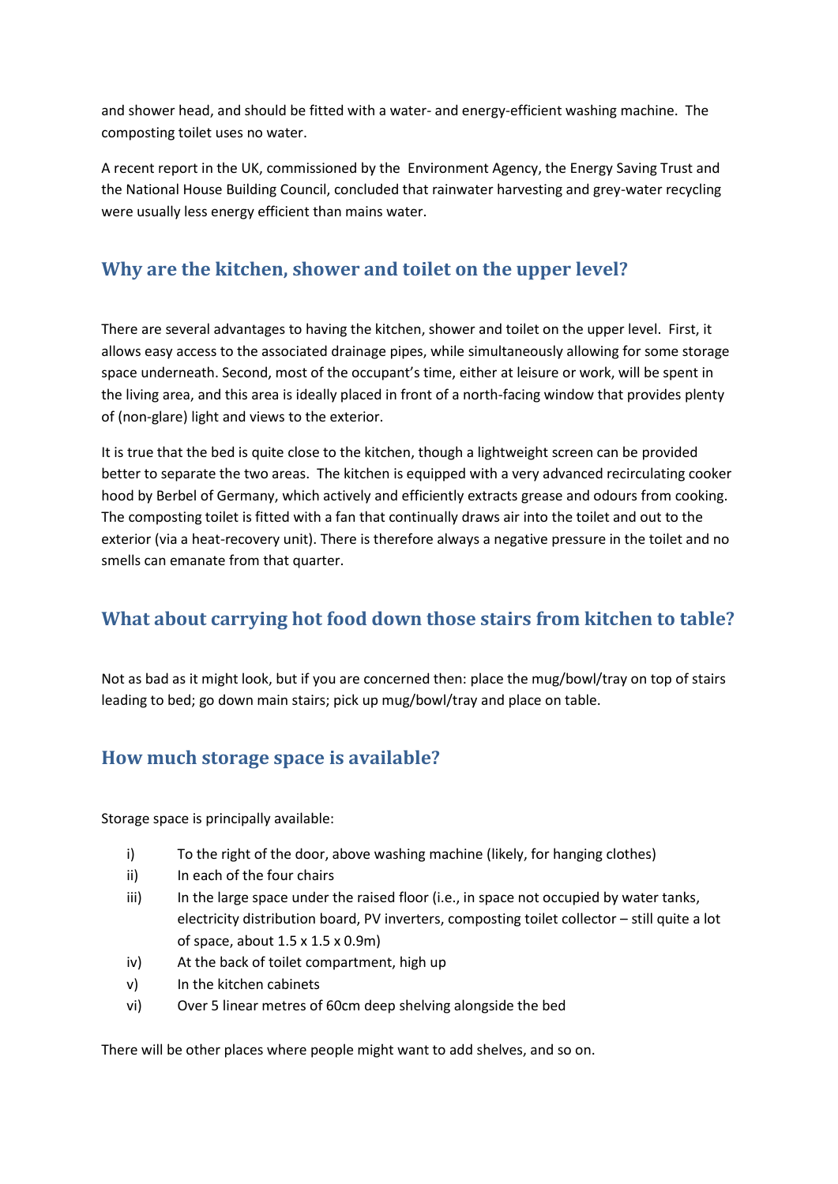and shower head, and should be fitted with a water- and energy-efficient washing machine. The composting toilet uses no water.

A recent report in the UK, commissioned by the Environment Agency, the Energy Saving Trust and the National House Building Council, concluded that rainwater harvesting and grey-water recycling were usually less energy efficient than mains water.

## Why are the kitchen, shower and toilet on the upper level?

There are several advantages to having the kitchen, shower and toilet on the upper level. First, it allows easy access to the associated drainage pipes, while simultaneously allowing for some storage space underneath. Second, most of the occupant's time, either at leisure or work, will be spent in the living area, and this area is ideally placed in front of a north-facing window that provides plenty of (non-glare) light and views to the exterior.

It is true that the bed is quite close to the kitchen, though a lightweight screen can be provided better to separate the two areas. The kitchen is equipped with a very advanced recirculating cooker hood by Berbel of Germany, which actively and efficiently extracts grease and odours from cooking. The composting toilet is fitted with a fan that continually draws air into the toilet and out to the exterior (via a heat-recovery unit). There is therefore always a negative pressure in the toilet and no smells can emanate from that quarter.

## What about carrying hot food down those stairs from kitchen to table?

Not as bad as it might look, but if you are concerned then: place the mug/bowl/tray on top of stairs leading to bed; go down main stairs; pick up mug/bowl/tray and place on table.

## How much storage space is available?

Storage space is principally available:

i) To the right of the door, above washing machine (likely, for hanging clothes)
ii) In each of the four chairs
iii) In the large space under the raised floor (i.e., in space not occupied by water tanks, electricity distribution board, PV inverters, composting toilet collector – still quite a lot of space, about 1.5 x 1.5 x 0.9m)
iv) At the back of toilet compartment, high up
v) In the kitchen cabinets
vi) Over 5 linear metres of 60cm deep shelving alongside the bed

There will be other places where people might want to add shelves, and so on.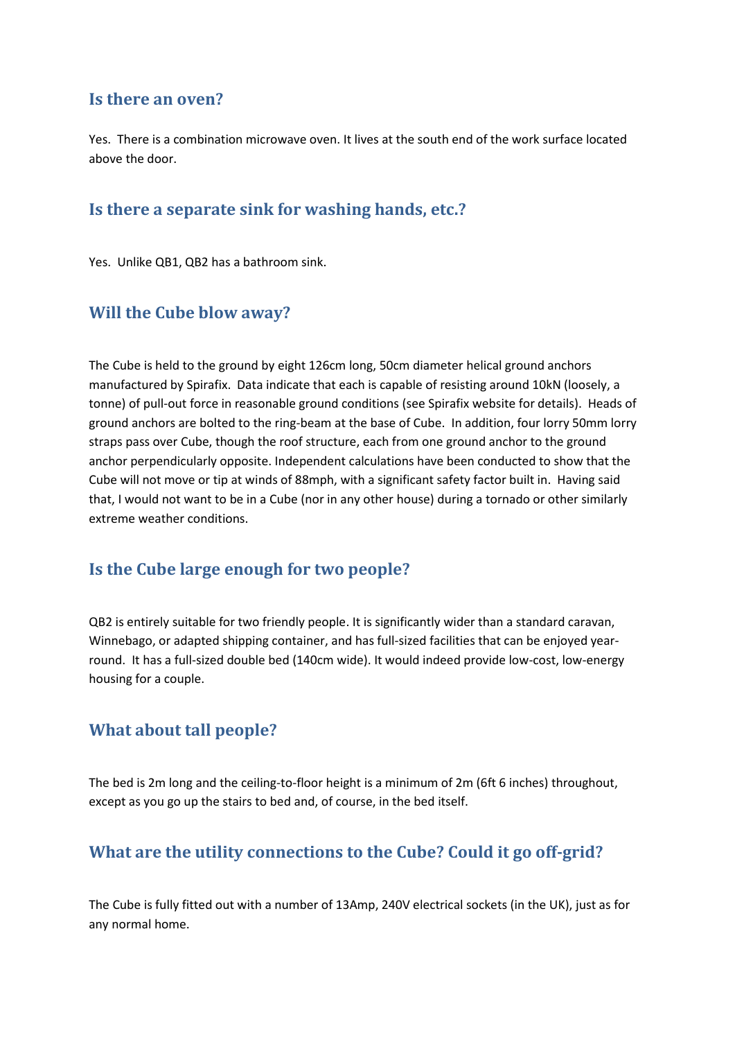## Is there an oven?

Yes. There is a combination microwave oven. It lives at the south end of the work surface located above the door.

## Is there a separate sink for washing hands, etc.?

Yes. Unlike QB1, QB2 has a bathroom sink.

## Will the Cube blow away?

The Cube is held to the ground by eight 126cm long, 50cm diameter helical ground anchors manufactured by Spirafix. Data indicate that each is capable of resisting around 10kN (loosely, a tonne) of pull-out force in reasonable ground conditions (see Spirafix website for details). Heads of ground anchors are bolted to the ring-beam at the base of Cube. In addition, four lorry 50mm lorry straps pass over Cube, though the roof structure, each from one ground anchor to the ground anchor perpendicularly opposite. Independent calculations have been conducted to show that the Cube will not move or tip at winds of 88mph, with a significant safety factor built in. Having said that, I would not want to be in a Cube (nor in any other house) during a tornado or other similarly extreme weather conditions.

## Is the Cube large enough for two people?

QB2 is entirely suitable for two friendly people. It is significantly wider than a standard caravan, Winnebago, or adapted shipping container, and has full-sized facilities that can be enjoyed year-round. It has a full-sized double bed (140cm wide). It would indeed provide low-cost, low-energy housing for a couple.

## What about tall people?

The bed is 2m long and the ceiling-to-floor height is a minimum of 2m (6ft 6 inches) throughout, except as you go up the stairs to bed and, of course, in the bed itself.

## What are the utility connections to the Cube? Could it go off-grid?

The Cube is fully fitted out with a number of 13Amp, 240V electrical sockets (in the UK), just as for any normal home.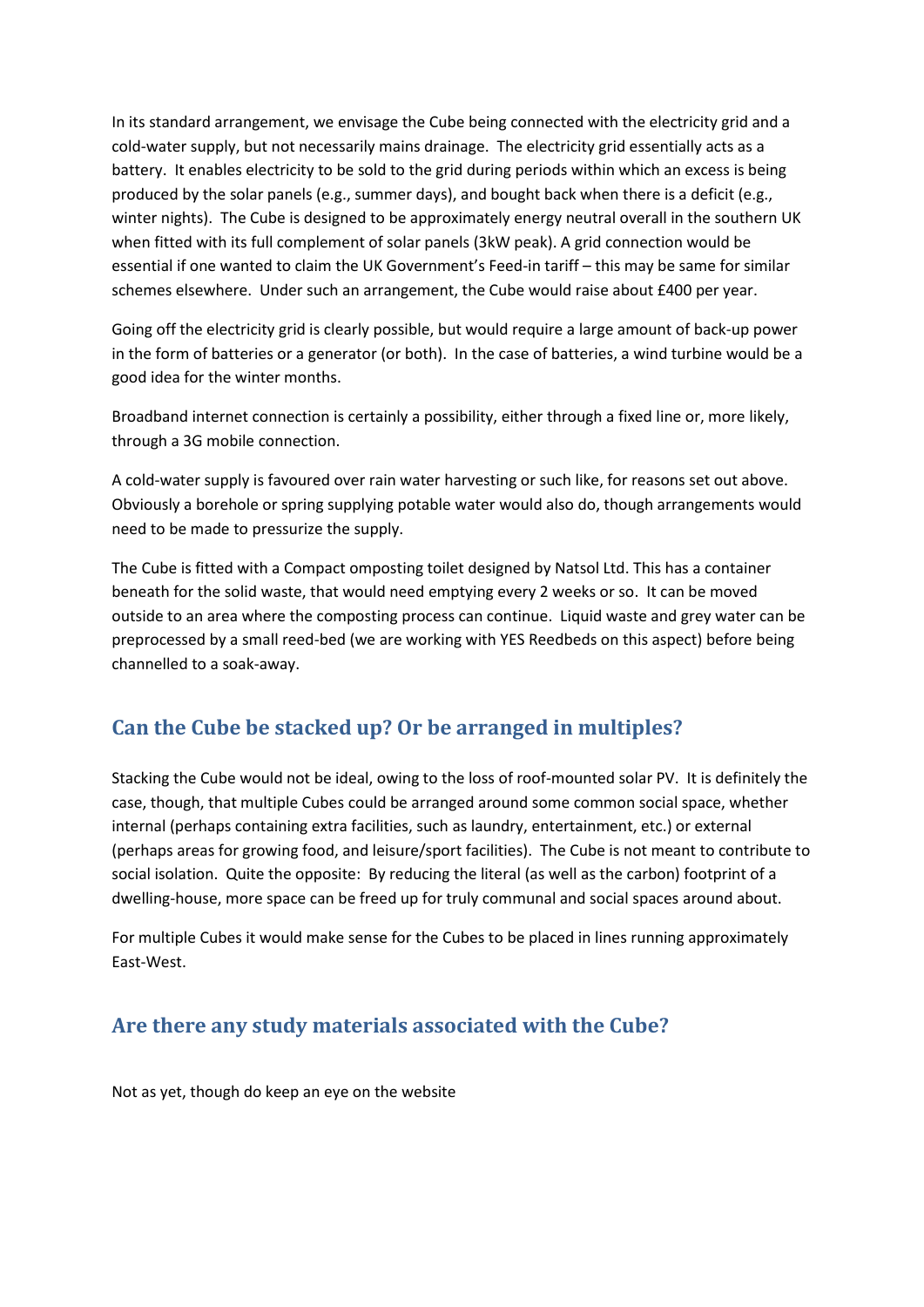In its standard arrangement, we envisage the Cube being connected with the electricity grid and a cold-water supply, but not necessarily mains drainage. The electricity grid essentially acts as a battery. It enables electricity to be sold to the grid during periods within which an excess is being produced by the solar panels (e.g., summer days), and bought back when there is a deficit (e.g., winter nights). The Cube is designed to be approximately energy neutral overall in the southern UK when fitted with its full complement of solar panels (3kW peak). A grid connection would be essential if one wanted to claim the UK Government's Feed-in tariff – this may be same for similar schemes elsewhere. Under such an arrangement, the Cube would raise about £400 per year.

Going off the electricity grid is clearly possible, but would require a large amount of back-up power in the form of batteries or a generator (or both). In the case of batteries, a wind turbine would be a good idea for the winter months.

Broadband internet connection is certainly a possibility, either through a fixed line or, more likely, through a 3G mobile connection.

A cold-water supply is favoured over rain water harvesting or such like, for reasons set out above. Obviously a borehole or spring supplying potable water would also do, though arrangements would need to be made to pressurize the supply.

The Cube is fitted with a Compact omposting toilet designed by Natsol Ltd. This has a container beneath for the solid waste, that would need emptying every 2 weeks or so. It can be moved outside to an area where the composting process can continue. Liquid waste and grey water can be preprocessed by a small reed-bed (we are working with YES Reedbeds on this aspect) before being channelled to a soak-away.

## Can the Cube be stacked up? Or be arranged in multiples?

Stacking the Cube would not be ideal, owing to the loss of roof-mounted solar PV. It is definitely the case, though, that multiple Cubes could be arranged around some common social space, whether internal (perhaps containing extra facilities, such as laundry, entertainment, etc.) or external (perhaps areas for growing food, and leisure/sport facilities). The Cube is not meant to contribute to social isolation. Quite the opposite: By reducing the literal (as well as the carbon) footprint of a dwelling-house, more space can be freed up for truly communal and social spaces around about.

For multiple Cubes it would make sense for the Cubes to be placed in lines running approximately East-West.

## Are there any study materials associated with the Cube?

Not as yet, though do keep an eye on the website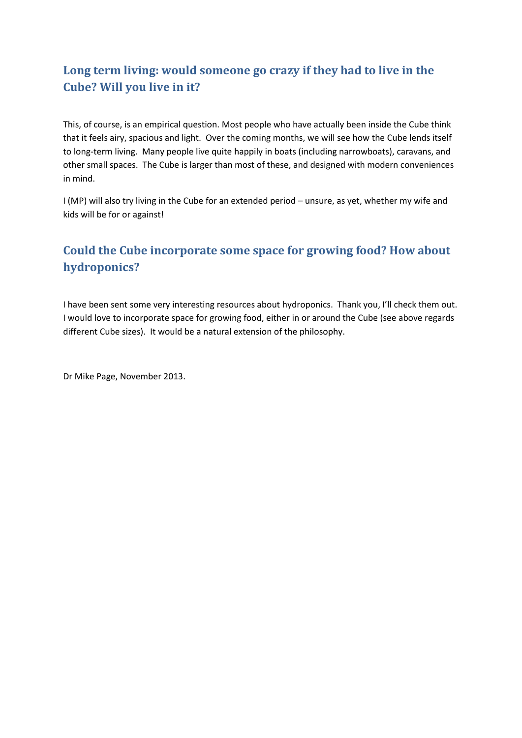## Long term living: would someone go crazy if they had to live in the Cube? Will you live in it?

This, of course, is an empirical question. Most people who have actually been inside the Cube think that it feels airy, spacious and light. Over the coming months, we will see how the Cube lends itself to long-term living. Many people live quite happily in boats (including narrowboats), caravans, and other small spaces. The Cube is larger than most of these, and designed with modern conveniences in mind.

I (MP) will also try living in the Cube for an extended period – unsure, as yet, whether my wife and kids will be for or against!

## Could the Cube incorporate some space for growing food? How about hydroponics?

I have been sent some very interesting resources about hydroponics. Thank you, I'll check them out. I would love to incorporate space for growing food, either in or around the Cube (see above regards different Cube sizes). It would be a natural extension of the philosophy.

Dr Mike Page, November 2013.